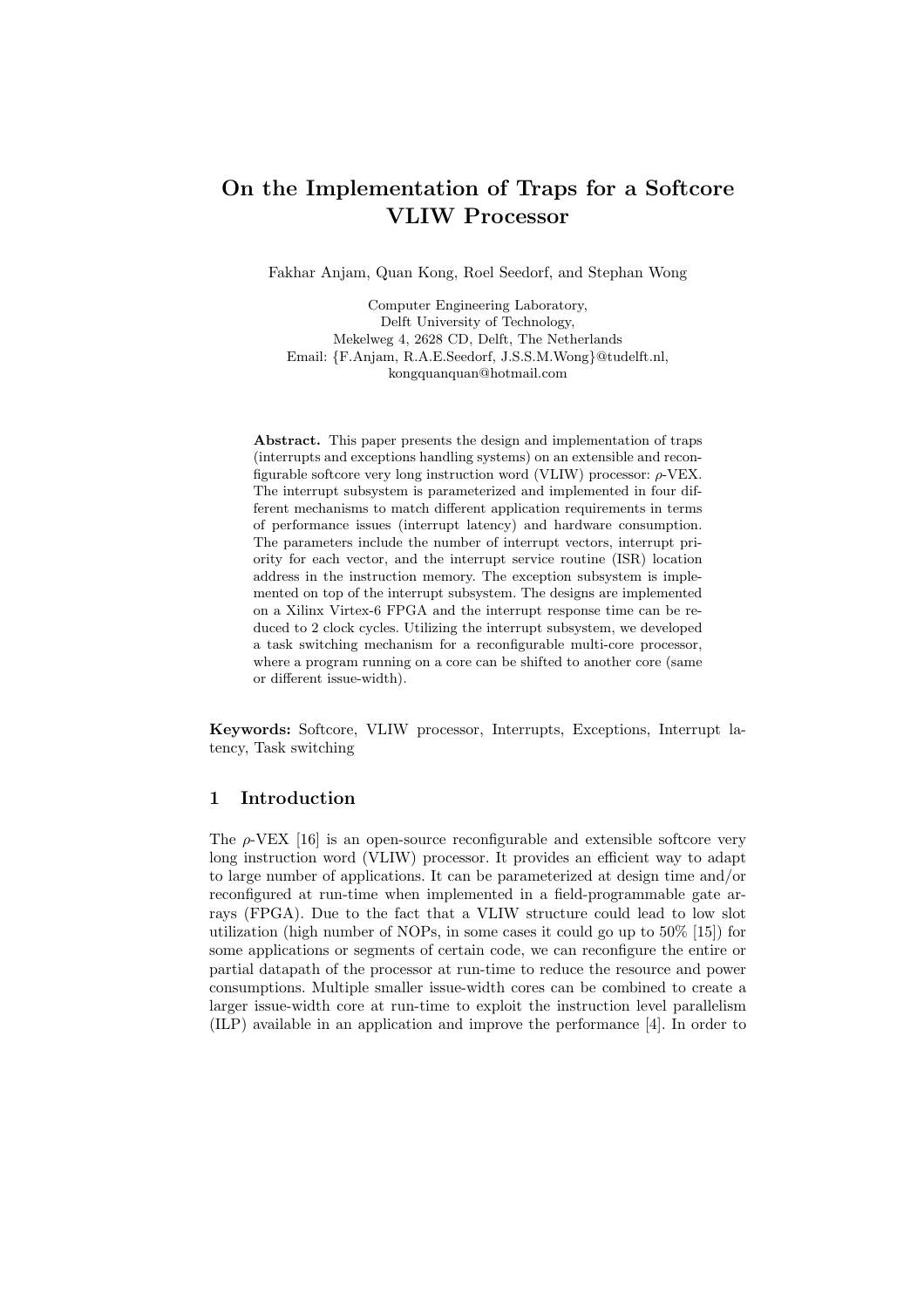# On the Implementation of Traps for a Softcore VLIW Processor

Fakhar Anjam, Quan Kong, Roel Seedorf, and Stephan Wong

Computer Engineering Laboratory,
Delft University of Technology,
Mekelweg 4, 2628 CD, Delft, The Netherlands
Email: {F.Anjam, R.A.E.Seedorf, J.S.S.M.Wong}@tudelft.nl,
kongquanquan@hotmail.com

**Abstract.** This paper presents the design and implementation of traps (interrupts and exceptions handling systems) on an extensible and reconfigurable softcore very long instruction word (VLIW) processor: $\rho$-VEX. The interrupt subsystem is parameterized and implemented in four different mechanisms to match different application requirements in terms of performance issues (interrupt latency) and hardware consumption. The parameters include the number of interrupt vectors, interrupt priority for each vector, and the interrupt service routine (ISR) location address in the instruction memory. The exception subsystem is implemented on top of the interrupt subsystem. The designs are implemented on a Xilinx Virtex-6 FPGA and the interrupt response time can be reduced to 2 clock cycles. Utilizing the interrupt subsystem, we developed a task switching mechanism for a reconfigurable multi-core processor, where a program running on a core can be shifted to another core (same or different issue-width).

**Keywords:** Softcore, VLIW processor, Interrupts, Exceptions, Interrupt latency, Task switching

## 1 Introduction

The $\rho$-VEX [16] is an open-source reconfigurable and extensible softcore very long instruction word (VLIW) processor. It provides an efficient way to adapt to large number of applications. It can be parameterized at design time and/or reconfigured at run-time when implemented in a field-programmable gate arrays (FPGA). Due to the fact that a VLIW structure could lead to low slot utilization (high number of NOPs, in some cases it could go up to 50% [15]) for some applications or segments of certain code, we can reconfigure the entire or partial datapath of the processor at run-time to reduce the resource and power consumptions. Multiple smaller issue-width cores can be combined to create a larger issue-width core at run-time to exploit the instruction level parallelism (ILP) available in an application and improve the performance [4]. In order to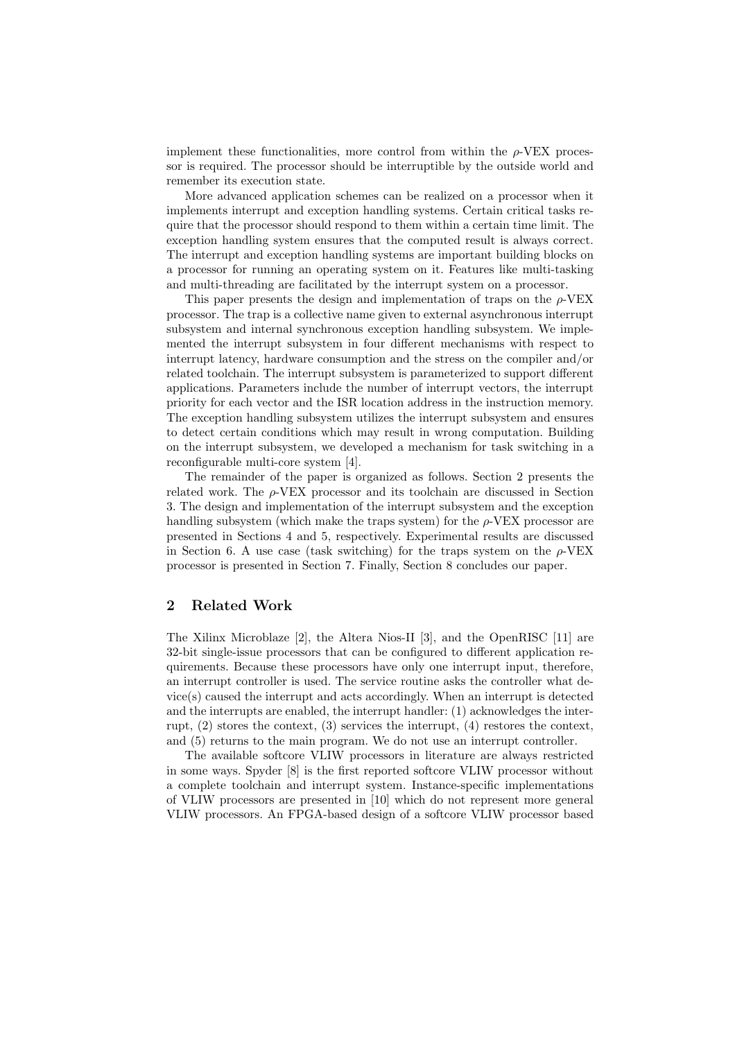implement these functionalities, more control from within the $\rho$-VEX processor is required. The processor should be interruptible by the outside world and remember its execution state.

More advanced application schemes can be realized on a processor when it implements interrupt and exception handling systems. Certain critical tasks require that the processor should respond to them within a certain time limit. The exception handling system ensures that the computed result is always correct. The interrupt and exception handling systems are important building blocks on a processor for running an operating system on it. Features like multi-tasking and multi-threading are facilitated by the interrupt system on a processor.

This paper presents the design and implementation of traps on the $\rho$-VEX processor. The trap is a collective name given to external asynchronous interrupt subsystem and internal synchronous exception handling subsystem. We implemented the interrupt subsystem in four different mechanisms with respect to interrupt latency, hardware consumption and the stress on the compiler and/or related toolchain. The interrupt subsystem is parameterized to support different applications. Parameters include the number of interrupt vectors, the interrupt priority for each vector and the ISR location address in the instruction memory. The exception handling subsystem utilizes the interrupt subsystem and ensures to detect certain conditions which may result in wrong computation. Building on the interrupt subsystem, we developed a mechanism for task switching in a reconfigurable multi-core system [4].

The remainder of the paper is organized as follows. Section 2 presents the related work. The $\rho$-VEX processor and its toolchain are discussed in Section 3. The design and implementation of the interrupt subsystem and the exception handling subsystem (which make the traps system) for the $\rho$-VEX processor are presented in Sections 4 and 5, respectively. Experimental results are discussed in Section 6. A use case (task switching) for the traps system on the $\rho$-VEX processor is presented in Section 7. Finally, Section 8 concludes our paper.

## 2 Related Work

The Xilinx Microblaze [2], the Altera Nios-II [3], and the OpenRISC [11] are 32-bit single-issue processors that can be configured to different application requirements. Because these processors have only one interrupt input, therefore, an interrupt controller is used. The service routine asks the controller what device(s) caused the interrupt and acts accordingly. When an interrupt is detected and the interrupts are enabled, the interrupt handler: (1) acknowledges the interrupt, (2) stores the context, (3) services the interrupt, (4) restores the context, and (5) returns to the main program. We do not use an interrupt controller.

The available softcore VLIW processors in literature are always restricted in some ways. Spyder [8] is the first reported softcore VLIW processor without a complete toolchain and interrupt system. Instance-specific implementations of VLIW processors are presented in [10] which do not represent more general VLIW processors. An FPGA-based design of a softcore VLIW processor based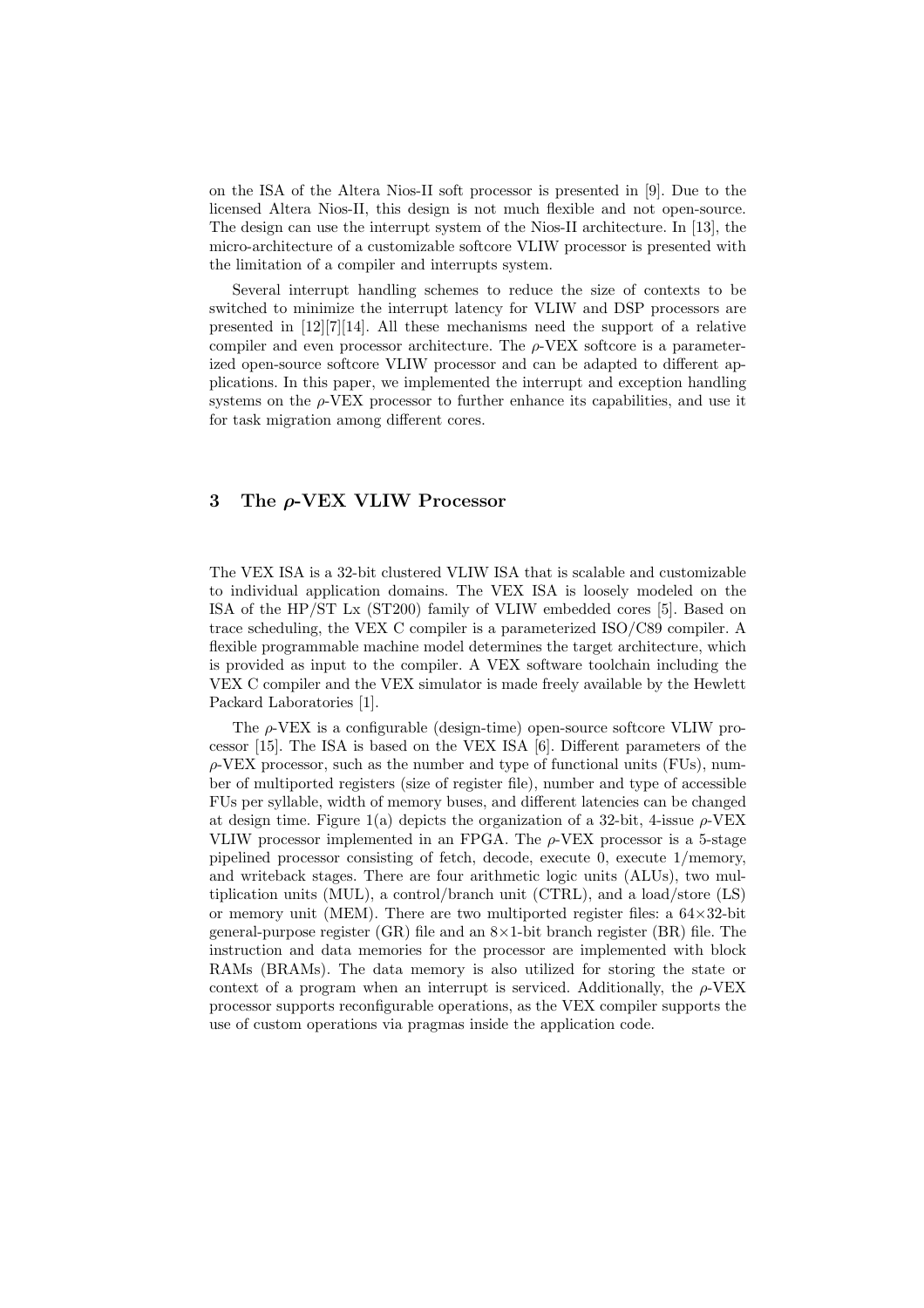on the ISA of the Altera Nios-II soft processor is presented in [9]. Due to the licensed Altera Nios-II, this design is not much flexible and not open-source. The design can use the interrupt system of the Nios-II architecture. In [13], the micro-architecture of a customizable softcore VLIW processor is presented with the limitation of a compiler and interrupts system.

Several interrupt handling schemes to reduce the size of contexts to be switched to minimize the interrupt latency for VLIW and DSP processors are presented in [12][7][14]. All these mechanisms need the support of a relative compiler and even processor architecture. The $\rho$-VEX softcore is a parameterized open-source softcore VLIW processor and can be adapted to different applications. In this paper, we implemented the interrupt and exception handling systems on the $\rho$-VEX processor to further enhance its capabilities, and use it for task migration among different cores.

## 3 The $\rho$-VEX VLIW Processor

The VEX ISA is a 32-bit clustered VLIW ISA that is scalable and customizable to individual application domains. The VEX ISA is loosely modeled on the ISA of the HP/ST Lx (ST200) family of VLIW embedded cores [5]. Based on trace scheduling, the VEX C compiler is a parameterized ISO/C89 compiler. A flexible programmable machine model determines the target architecture, which is provided as input to the compiler. A VEX software toolchain including the VEX C compiler and the VEX simulator is made freely available by the Hewlett Packard Laboratories [1].

The $\rho$-VEX is a configurable (design-time) open-source softcore VLIW processor [15]. The ISA is based on the VEX ISA [6]. Different parameters of the $\rho$-VEX processor, such as the number and type of functional units (FUs), number of multiported registers (size of register file), number and type of accessible FUs per syllable, width of memory buses, and different latencies can be changed at design time. Figure 1(a) depicts the organization of a 32-bit, 4-issue $\rho$-VEX VLIW processor implemented in an FPGA. The $\rho$-VEX processor is a 5-stage pipelined processor consisting of fetch, decode, execute 0, execute 1/memory, and writeback stages. There are four arithmetic logic units (ALUs), two multiplication units (MUL), a control/branch unit (CTRL), and a load/store (LS) or memory unit (MEM). There are two multiported register files: a $64 \times 32$-bit general-purpose register (GR) file and an $8 \times 1$-bit branch register (BR) file. The instruction and data memories for the processor are implemented with block RAMs (BRAMs). The data memory is also utilized for storing the state or context of a program when an interrupt is serviced. Additionally, the $\rho$-VEX processor supports reconfigurable operations, as the VEX compiler supports the use of custom operations via pragmas inside the application code.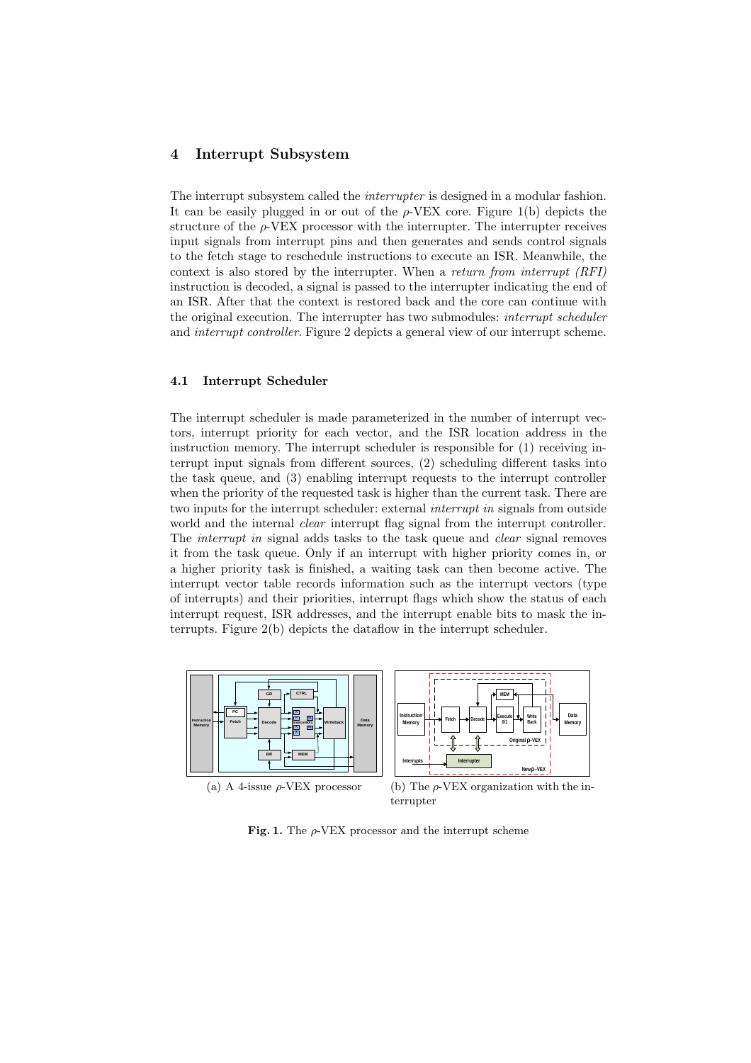## 4 Interrupt Subsystem

The interrupt subsystem called the *interrupter* is designed in a modular fashion. It can be easily plugged in or out of the $\rho$-VEX core. Figure 1(b) depicts the structure of the $\rho$-VEX processor with the interrupter. The interrupter receives input signals from interrupt pins and then generates and sends control signals to the fetch stage to reschedule instructions to execute an ISR. Meanwhile, the context is also stored by the interrupter. When a *return from interrupt (RFI)* instruction is decoded, a signal is passed to the interrupter indicating the end of an ISR. After that the context is restored back and the core can continue with the original execution. The interrupter has two submodules: *interrupt scheduler* and *interrupt controller*. Figure 2 depicts a general view of our interrupt scheme.

### 4.1 Interrupt Scheduler

The interrupt scheduler is made parameterized in the number of interrupt vectors, interrupt priority for each vector, and the ISR location address in the instruction memory. The interrupt scheduler is responsible for (1) receiving interrupt input signals from different sources, (2) scheduling different tasks into the task queue, and (3) enabling interrupt requests to the interrupt controller when the priority of the requested task is higher than the current task. There are two inputs for the interrupt scheduler: external *interrupt in* signals from outside world and the internal *clear* interrupt flag signal from the interrupt controller. The *interrupt in* signal adds tasks to the task queue and *clear* signal removes it from the task queue. Only if an interrupt with higher priority comes in, or a higher priority task is finished, a waiting task can then become active. The interrupt vector table records information such as the interrupt vectors (type of interrupts) and their priorities, interrupt flags which show the status of each interrupt request, ISR addresses, and the interrupt enable bits to mask the interrupts. Figure 2(b) depicts the dataflow in the interrupt scheduler.

(a) A 4-issue $\rho$-VEX processor

(b) The $\rho$-VEX organization with the interrupter

**Fig. 1.** The $\rho$-VEX processor and the interrupt scheme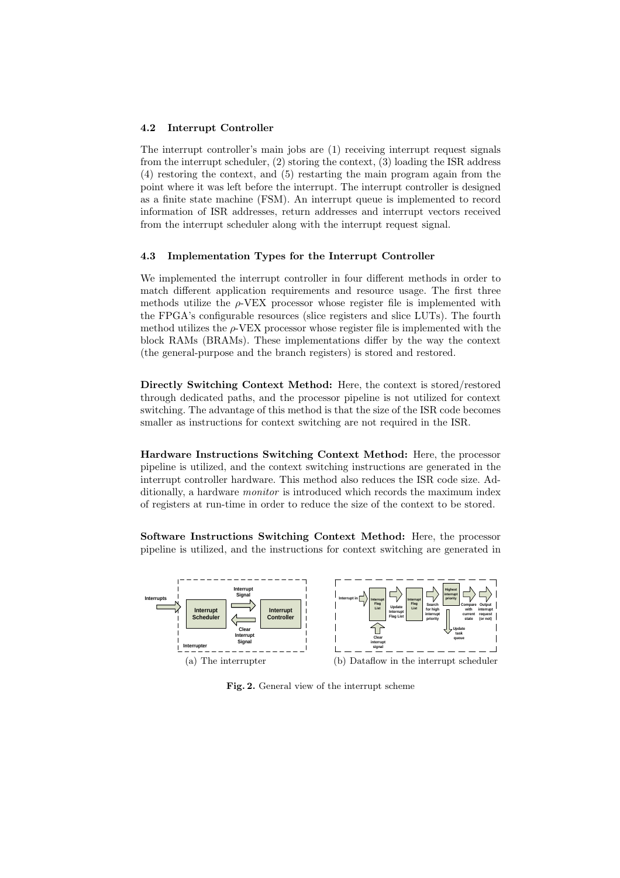### 4.2 Interrupt Controller

The interrupt controller's main jobs are (1) receiving interrupt request signals from the interrupt scheduler, (2) storing the context, (3) loading the ISR address (4) restoring the context, and (5) restarting the main program again from the point where it was left before the interrupt. The interrupt controller is designed as a finite state machine (FSM). An interrupt queue is implemented to record information of ISR addresses, return addresses and interrupt vectors received from the interrupt scheduler along with the interrupt request signal.

### 4.3 Implementation Types for the Interrupt Controller

We implemented the interrupt controller in four different methods in order to match different application requirements and resource usage. The first three methods utilize the $\rho$-VEX processor whose register file is implemented with the FPGA's configurable resources (slice registers and slice LUTs). The fourth method utilizes the $\rho$-VEX processor whose register file is implemented with the block RAMs (BRAMs). These implementations differ by the way the context (the general-purpose and the branch registers) is stored and restored.

**Directly Switching Context Method:** Here, the context is stored/restored through dedicated paths, and the processor pipeline is not utilized for context switching. The advantage of this method is that the size of the ISR code becomes smaller as instructions for context switching are not required in the ISR.

**Hardware Instructions Switching Context Method:** Here, the processor pipeline is utilized, and the context switching instructions are generated in the interrupt controller hardware. This method also reduces the ISR code size. Additionally, a hardware *monitor* is introduced which records the maximum index of registers at run-time in order to reduce the size of the context to be stored.

**Software Instructions Switching Context Method:** Here, the processor pipeline is utilized, and the instructions for context switching are generated in

(a) The interrupter

(b) Dataflow in the interrupt scheduler

**Fig. 2.** General view of the interrupt scheme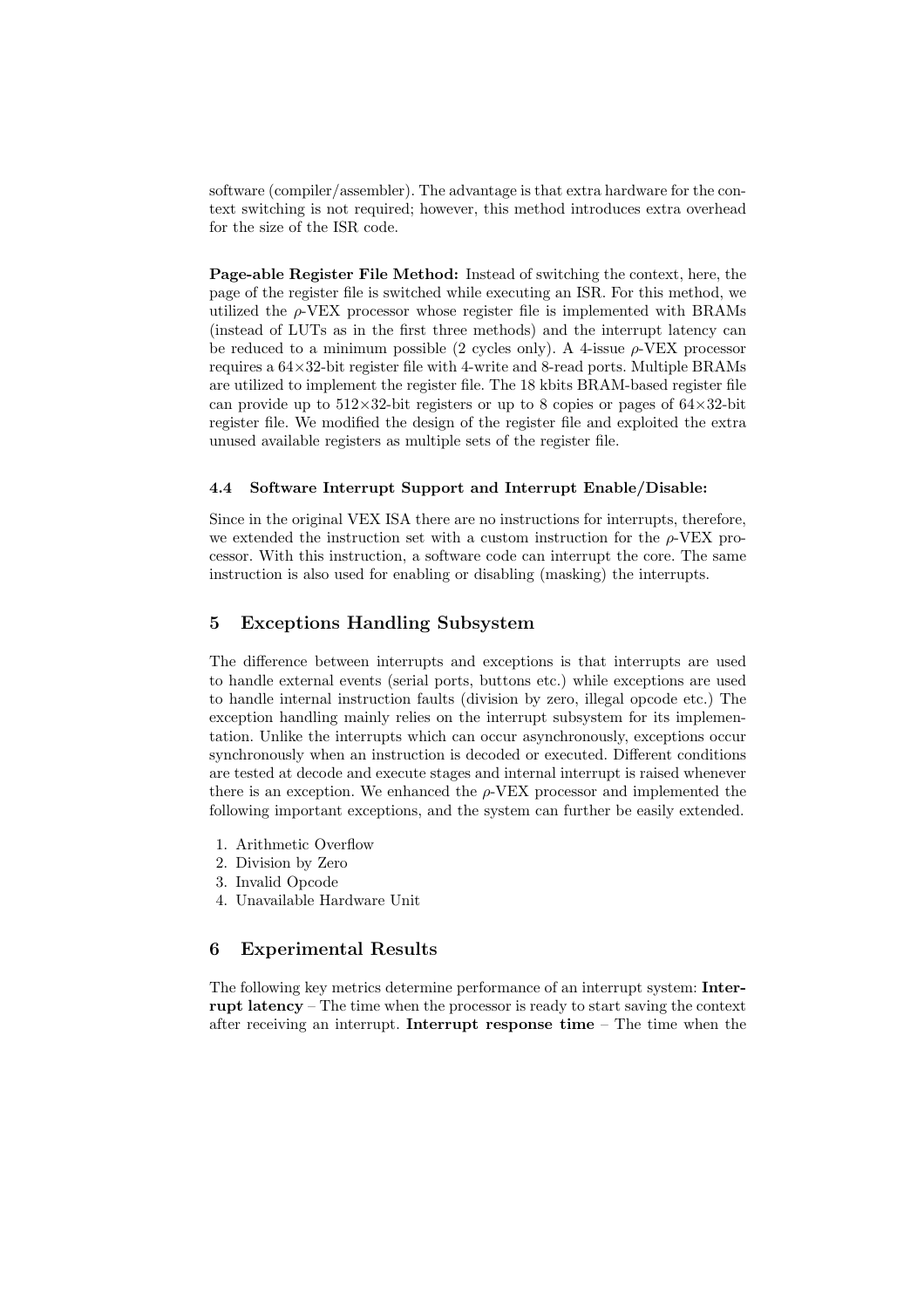software (compiler/assembler). The advantage is that extra hardware for the context switching is not required; however, this method introduces extra overhead for the size of the ISR code.

**Page-able Register File Method:** Instead of switching the context, here, the page of the register file is switched while executing an ISR. For this method, we utilized the $\rho$-VEX processor whose register file is implemented with BRAMs (instead of LUTs as in the first three methods) and the interrupt latency can be reduced to a minimum possible (2 cycles only). A 4-issue $\rho$-VEX processor requires a $64 \times 32$-bit register file with 4-write and 8-read ports. Multiple BRAMs are utilized to implement the register file. The 18 kbits BRAM-based register file can provide up to $512 \times 32$-bit registers or up to 8 copies or pages of $64 \times 32$-bit register file. We modified the design of the register file and exploited the extra unused available registers as multiple sets of the register file.

### 4.4 Software Interrupt Support and Interrupt Enable/Disable:

Since in the original VEX ISA there are no instructions for interrupts, therefore, we extended the instruction set with a custom instruction for the $\rho$-VEX processor. With this instruction, a software code can interrupt the core. The same instruction is also used for enabling or disabling (masking) the interrupts.

## 5 Exceptions Handling Subsystem

The difference between interrupts and exceptions is that interrupts are used to handle external events (serial ports, buttons etc.) while exceptions are used to handle internal instruction faults (division by zero, illegal opcode etc.) The exception handling mainly relies on the interrupt subsystem for its implementation. Unlike the interrupts which can occur asynchronously, exceptions occur synchronously when an instruction is decoded or executed. Different conditions are tested at decode and execute stages and internal interrupt is raised whenever there is an exception. We enhanced the $\rho$-VEX processor and implemented the following important exceptions, and the system can further be easily extended.

1. Arithmetic Overflow
2. Division by Zero
3. Invalid Opcode
4. Unavailable Hardware Unit

## 6 Experimental Results

The following key metrics determine performance of an interrupt system: **Interrupt latency** – The time when the processor is ready to start saving the context after receiving an interrupt. **Interrupt response time** – The time when the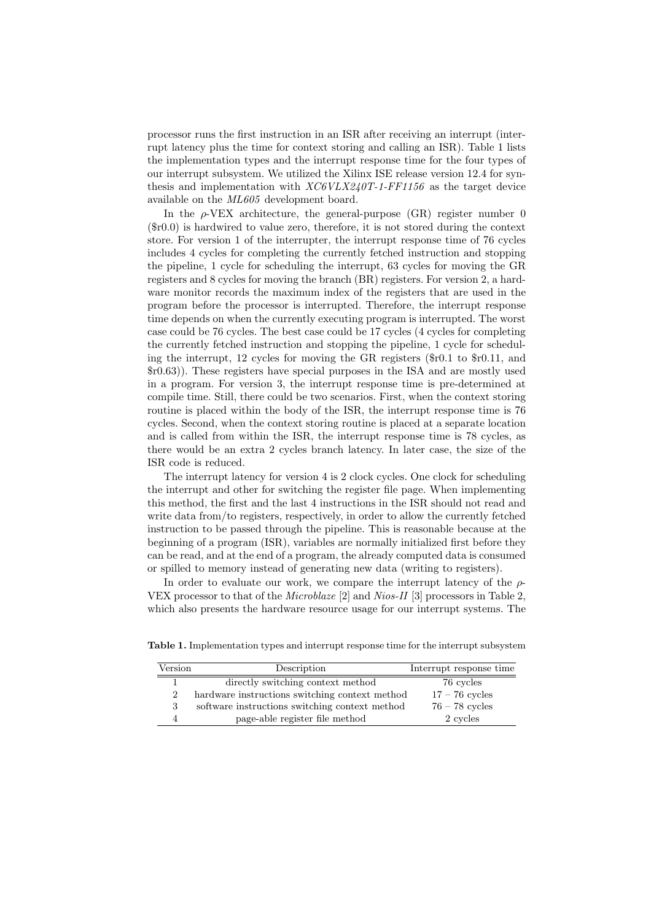processor runs the first instruction in an ISR after receiving an interrupt (interrupt latency plus the time for context storing and calling an ISR). Table 1 lists the implementation types and the interrupt response time for the four types of our interrupt subsystem. We utilized the Xilinx ISE release version 12.4 for synthesis and implementation with *XC6VLX240T-1-FF1156* as the target device available on the *ML605* development board.

In the $\rho$-VEX architecture, the general-purpose (GR) register number 0 ($r0.0) is hardwired to value zero, therefore, it is not stored during the context store. For version 1 of the interrupter, the interrupt response time of 76 cycles includes 4 cycles for completing the currently fetched instruction and stopping the pipeline, 1 cycle for scheduling the interrupt, 63 cycles for moving the GR registers and 8 cycles for moving the branch (BR) registers. For version 2, a hardware monitor records the maximum index of the registers that are used in the program before the processor is interrupted. Therefore, the interrupt response time depends on when the currently executing program is interrupted. The worst case could be 76 cycles. The best case could be 17 cycles (4 cycles for completing the currently fetched instruction and stopping the pipeline, 1 cycle for scheduling the interrupt, 12 cycles for moving the GR registers ($r0.1 to $r0.11, and $r0.63)). These registers have special purposes in the ISA and are mostly used in a program. For version 3, the interrupt response time is pre-determined at compile time. Still, there could be two scenarios. First, when the context storing routine is placed within the body of the ISR, the interrupt response time is 76 cycles. Second, when the context storing routine is placed at a separate location and is called from within the ISR, the interrupt response time is 78 cycles, as there would be an extra 2 cycles branch latency. In later case, the size of the ISR code is reduced.

The interrupt latency for version 4 is 2 clock cycles. One clock for scheduling the interrupt and other for switching the register file page. When implementing this method, the first and the last 4 instructions in the ISR should not read and write data from/to registers, respectively, in order to allow the currently fetched instruction to be passed through the pipeline. This is reasonable because at the beginning of a program (ISR), variables are normally initialized first before they can be read, and at the end of a program, the already computed data is consumed or spilled to memory instead of generating new data (writing to registers).

In order to evaluate our work, we compare the interrupt latency of the $\rho$-VEX processor to that of the *Microblaze* [2] and *Nios-II* [3] processors in Table 2, which also presents the hardware resource usage for our interrupt systems. The

**Table 1.** Implementation types and interrupt response time for the interrupt subsystem

| Version | Description | Interrupt response time |
|---|---|---|
| 1 | directly switching context method | 76 cycles |
| 2 | hardware instructions switching context method | 17 – 76 cycles |
| 3 | software instructions switching context method | 76 – 78 cycles |
| 4 | page-able register file method | 2 cycles |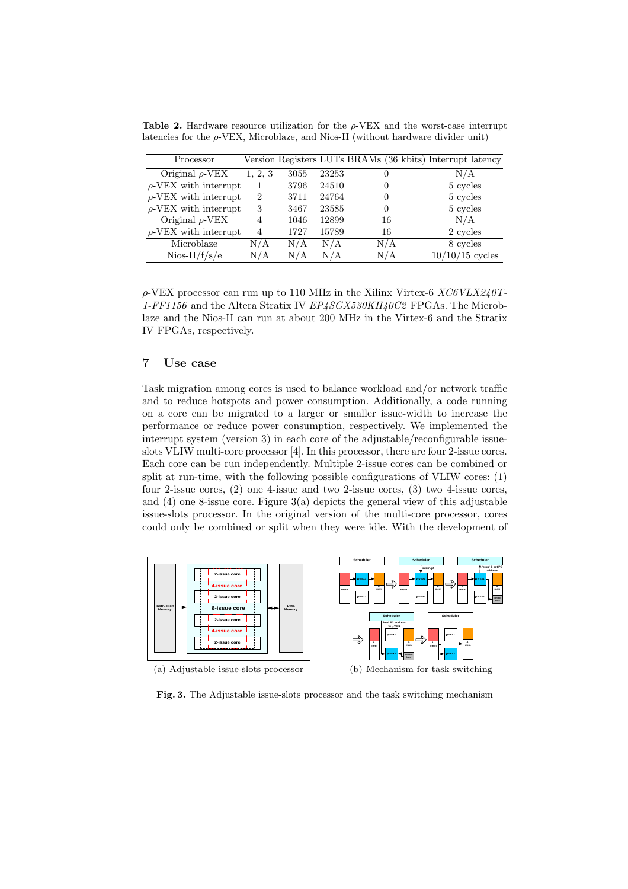**Table 2.** Hardware resource utilization for the $\rho$-VEX and the worst-case interrupt latencies for the $\rho$-VEX, Microblaze, and Nios-II (without hardware divider unit)

| Processor | Version | Registers | LUTs | BRAMs (36 kbits) | Interrupt latency |
|---|---|---|---|---|---|
| Original $\rho$-VEX | 1, 2, 3 | 3055 | 23253 | 0 | N/A |
| $\rho$-VEX with interrupt | 1 | 3796 | 24510 | 0 | 5 cycles |
| $\rho$-VEX with interrupt | 2 | 3711 | 24764 | 0 | 5 cycles |
| $\rho$-VEX with interrupt | 3 | 3467 | 23585 | 0 | 5 cycles |
| Original $\rho$-VEX | 4 | 1046 | 12899 | 16 | N/A |
| $\rho$-VEX with interrupt | 4 | 1727 | 15789 | 16 | 2 cycles |
| Microblaze | N/A | N/A | N/A | N/A | 8 cycles |
| Nios-II/f/s/e | N/A | N/A | N/A | N/A | 10/10/15 cycles |

$\rho$-VEX processor can run up to 110 MHz in the Xilinx Virtex-6 *XC6VLX240T-1-FF1156* and the Altera Stratix IV *EP4SGX530KH40C2* FPGAs. The Microblaze and the Nios-II can run at about 200 MHz in the Virtex-6 and the Stratix IV FPGAs, respectively.

## 7 Use case

Task migration among cores is used to balance workload and/or network traffic and to reduce hotspots and power consumption. Additionally, a code running on a core can be migrated to a larger or smaller issue-width to increase the performance or reduce power consumption, respectively. We implemented the interrupt system (version 3) in each core of the adjustable/reconfigurable issue-slots VLIW multi-core processor [4]. In this processor, there are four 2-issue cores. Each core can be run independently. Multiple 2-issue cores can be combined or split at run-time, with the following possible configurations of VLIW cores: (1) four 2-issue cores, (2) one 4-issue and two 2-issue cores, (3) two 4-issue cores, and (4) one 8-issue core. Figure 3(a) depicts the general view of this adjustable issue-slots processor. In the original version of the multi-core processor, cores could only be combined or split when they were idle. With the development of

(a) Adjustable issue-slots processor

(b) Mechanism for task switching

**Fig. 3.** The Adjustable issue-slots processor and the task switching mechanism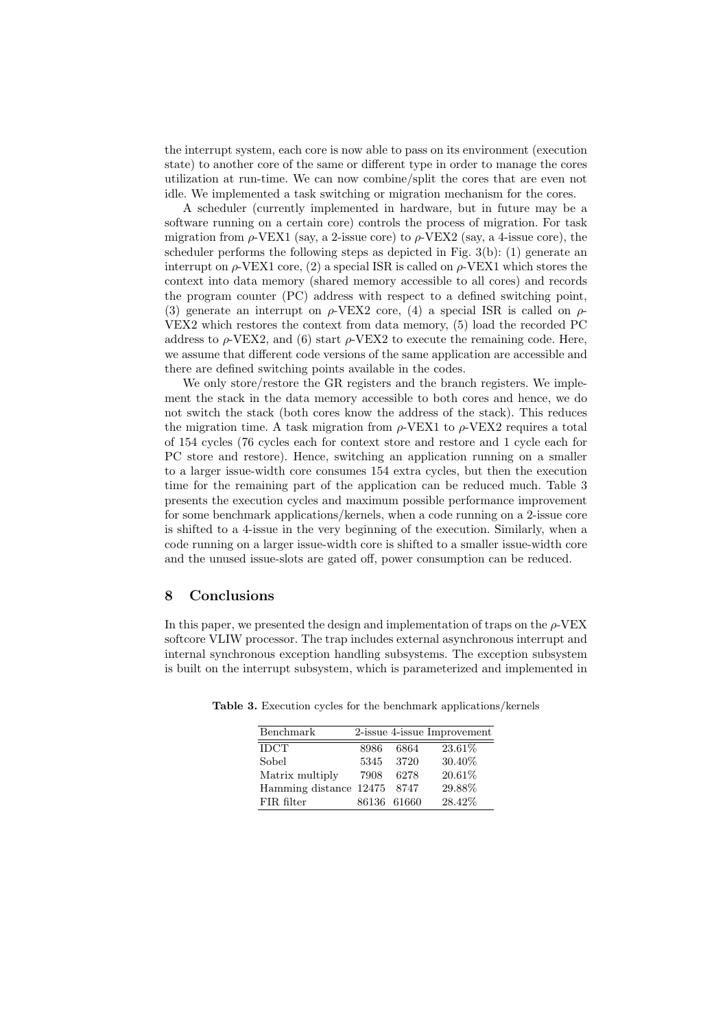the interrupt system, each core is now able to pass on its environment (execution state) to another core of the same or different type in order to manage the cores utilization at run-time. We can now combine/split the cores that are even not idle. We implemented a task switching or migration mechanism for the cores.

A scheduler (currently implemented in hardware, but in future may be a software running on a certain core) controls the process of migration. For task migration from $\rho$-VEX1 (say, a 2-issue core) to $\rho$-VEX2 (say, a 4-issue core), the scheduler performs the following steps as depicted in Fig. 3(b): (1) generate an interrupt on $\rho$-VEX1 core, (2) a special ISR is called on $\rho$-VEX1 which stores the context into data memory (shared memory accessible to all cores) and records the program counter (PC) address with respect to a defined switching point, (3) generate an interrupt on $\rho$-VEX2 core, (4) a special ISR is called on $\rho$-VEX2 which restores the context from data memory, (5) load the recorded PC address to $\rho$-VEX2, and (6) start $\rho$-VEX2 to execute the remaining code. Here, we assume that different code versions of the same application are accessible and there are defined switching points available in the codes.

We only store/restore the GR registers and the branch registers. We implement the stack in the data memory accessible to both cores and hence, we do not switch the stack (both cores know the address of the stack). This reduces the migration time. A task migration from $\rho$-VEX1 to $\rho$-VEX2 requires a total of 154 cycles (76 cycles each for context store and restore and 1 cycle each for PC store and restore). Hence, switching an application running on a smaller to a larger issue-width core consumes 154 extra cycles, but then the execution time for the remaining part of the application can be reduced much. Table 3 presents the execution cycles and maximum possible performance improvement for some benchmark applications/kernels, when a code running on a 2-issue core is shifted to a 4-issue in the very beginning of the execution. Similarly, when a code running on a larger issue-width core is shifted to a smaller issue-width core and the unused issue-slots are gated off, power consumption can be reduced.

## 8 Conclusions

In this paper, we presented the design and implementation of traps on the $\rho$-VEX softcore VLIW processor. The trap includes external asynchronous interrupt and internal synchronous exception handling subsystems. The exception subsystem is built on the interrupt subsystem, which is parameterized and implemented in

**Table 3.** Execution cycles for the benchmark applications/kernels

| Benchmark | 2-issue | 4-issue | Improvement |
|---|---|---|---|
| IDCT | 8986 | 6864 | 23.61% |
| Sobel | 5345 | 3720 | 30.40% |
| Matrix multiply | 7908 | 6278 | 20.61% |
| Hamming distance | 12475 | 8747 | 29.88% |
| FIR filter | 86136 | 61660 | 28.42% |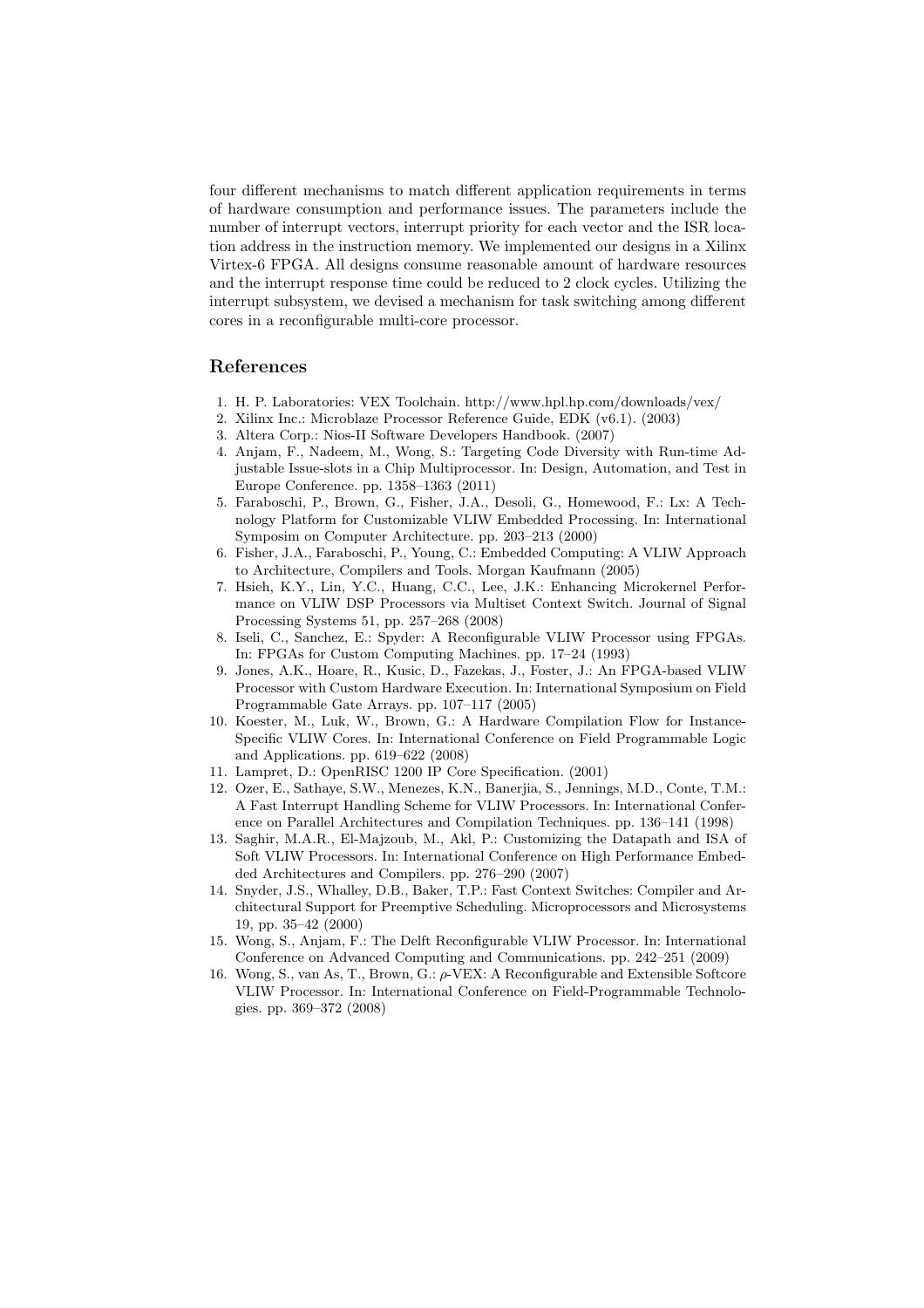four different mechanisms to match different application requirements in terms of hardware consumption and performance issues. The parameters include the number of interrupt vectors, interrupt priority for each vector and the ISR location address in the instruction memory. We implemented our designs in a Xilinx Virtex-6 FPGA. All designs consume reasonable amount of hardware resources and the interrupt response time could be reduced to 2 clock cycles. Utilizing the interrupt subsystem, we devised a mechanism for task switching among different cores in a reconfigurable multi-core processor.

## References

1. H. P. Laboratories: VEX Toolchain. http://www.hpl.hp.com/downloads/vex/
2. Xilinx Inc.: Microblaze Processor Reference Guide, EDK (v6.1). (2003)
3. Altera Corp.: Nios-II Software Developers Handbook. (2007)
4. Anjam, F., Nadeem, M., Wong, S.: Targeting Code Diversity with Run-time Adjustable Issue-slots in a Chip Multiprocessor. In: Design, Automation, and Test in Europe Conference. pp. 1358–1363 (2011)
5. Faraboschi, P., Brown, G., Fisher, J.A., Desoli, G., Homewood, F.: Lx: A Technology Platform for Customizable VLIW Embedded Processing. In: International Symposim on Computer Architecture. pp. 203–213 (2000)
6. Fisher, J.A., Faraboschi, P., Young, C.: Embedded Computing: A VLIW Approach to Architecture, Compilers and Tools. Morgan Kaufmann (2005)
7. Hsieh, K.Y., Lin, Y.C., Huang, C.C., Lee, J.K.: Enhancing Microkernel Performance on VLIW DSP Processors via Multiset Context Switch. Journal of Signal Processing Systems 51, pp. 257–268 (2008)
8. Iseli, C., Sanchez, E.: Spyder: A Reconfigurable VLIW Processor using FPGAs. In: FPGAs for Custom Computing Machines. pp. 17–24 (1993)
9. Jones, A.K., Hoare, R., Kusic, D., Fazekas, J., Foster, J.: An FPGA-based VLIW Processor with Custom Hardware Execution. In: International Symposium on Field Programmable Gate Arrays. pp. 107–117 (2005)
10. Koester, M., Luk, W., Brown, G.: A Hardware Compilation Flow for Instance-Specific VLIW Cores. In: International Conference on Field Programmable Logic and Applications. pp. 619–622 (2008)
11. Lampret, D.: OpenRISC 1200 IP Core Specification. (2001)
12. Ozer, E., Sathaye, S.W., Menezes, K.N., Banerjia, S., Jennings, M.D., Conte, T.M.: A Fast Interrupt Handling Scheme for VLIW Processors. In: International Conference on Parallel Architectures and Compilation Techniques. pp. 136–141 (1998)
13. Saghir, M.A.R., El-Majzoub, M., Akl, P.: Customizing the Datapath and ISA of Soft VLIW Processors. In: International Conference on High Performance Embedded Architectures and Compilers. pp. 276–290 (2007)
14. Snyder, J.S., Whalley, D.B., Baker, T.P.: Fast Context Switches: Compiler and Architectural Support for Preemptive Scheduling. Microprocessors and Microsystems 19, pp. 35–42 (2000)
15. Wong, S., Anjam, F.: The Delft Reconfigurable VLIW Processor. In: International Conference on Advanced Computing and Communications. pp. 242–251 (2009)
16. Wong, S., van As, T., Brown, G.: $\rho$-VEX: A Reconfigurable and Extensible Softcore VLIW Processor. In: International Conference on Field-Programmable Technologies. pp. 369–372 (2008)